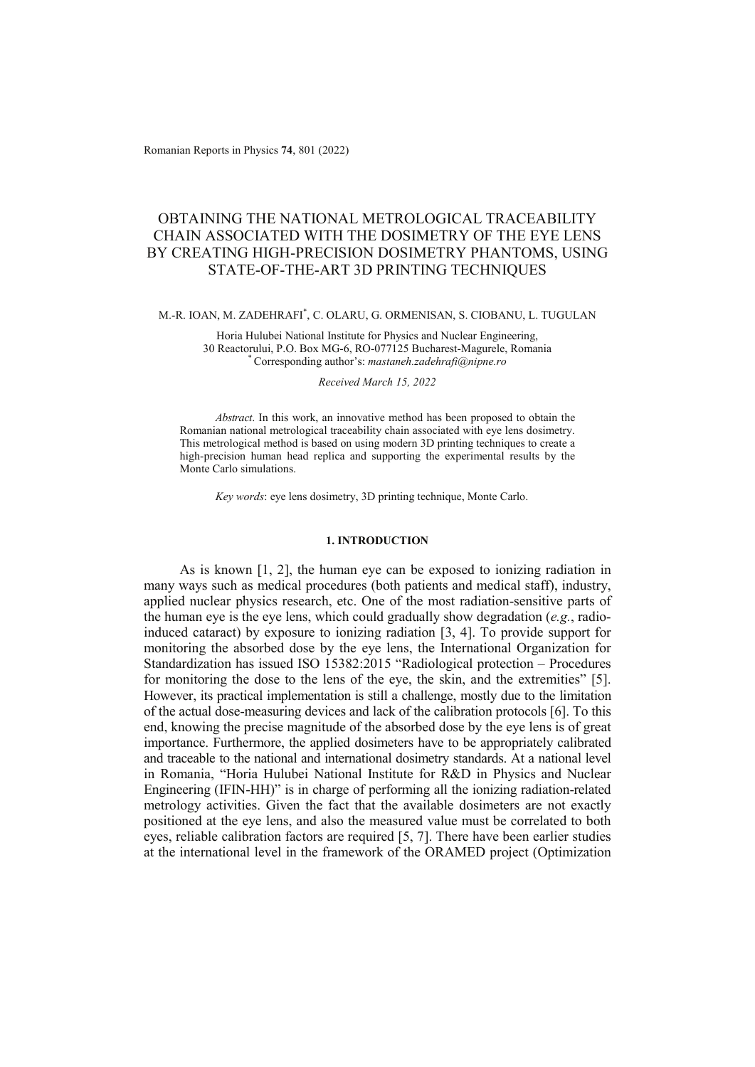# OBTAINING THE NATIONAL METROLOGICAL TRACEABILITY CHAIN ASSOCIATED WITH THE DOSIMETRY OF THE EYE LENS BY CREATING HIGH-PRECISION DOSIMETRY PHANTOMS, USING STATE-OF-THE-ART 3D PRINTING TECHNIQUES

M.-R. IOAN, M. ZADEHRAFI[*], C. OLARU, G. ORMENISAN, S. CIOBANU, L. TUGULAN

Horia Hulubei National Institute for Physics and Nuclear Engineering,
30 Reactorului, P.O. Box MG-6, RO-077125 Bucharest-Magurele, Romania
[*] Corresponding author's: *mastaneh.zadehrafi@nipne.ro*

*Received March 15, 2022*

*Abstract*. In this work, an innovative method has been proposed to obtain the Romanian national metrological traceability chain associated with eye lens dosimetry. This metrological method is based on using modern 3D printing techniques to create a high-precision human head replica and supporting the experimental results by the Monte Carlo simulations.

*Key words*: eye lens dosimetry, 3D printing technique, Monte Carlo.

## 1. INTRODUCTION

As is known [1, 2], the human eye can be exposed to ionizing radiation in many ways such as medical procedures (both patients and medical staff), industry, applied nuclear physics research, etc. One of the most radiation-sensitive parts of the human eye is the eye lens, which could gradually show degradation (*e.g.*, radio-induced cataract) by exposure to ionizing radiation [3, 4]. To provide support for monitoring the absorbed dose by the eye lens, the International Organization for Standardization has issued ISO 15382:2015 "Radiological protection – Procedures for monitoring the dose to the lens of the eye, the skin, and the extremities" [5]. However, its practical implementation is still a challenge, mostly due to the limitation of the actual dose-measuring devices and lack of the calibration protocols [6]. To this end, knowing the precise magnitude of the absorbed dose by the eye lens is of great importance. Furthermore, the applied dosimeters have to be appropriately calibrated and traceable to the national and international dosimetry standards. At a national level in Romania, "Horia Hulubei National Institute for R&D in Physics and Nuclear Engineering (IFIN-HH)" is in charge of performing all the ionizing radiation-related metrology activities. Given the fact that the available dosimeters are not exactly positioned at the eye lens, and also the measured value must be correlated to both eyes, reliable calibration factors are required [5, 7]. There have been earlier studies at the international level in the framework of the ORAMED project (Optimization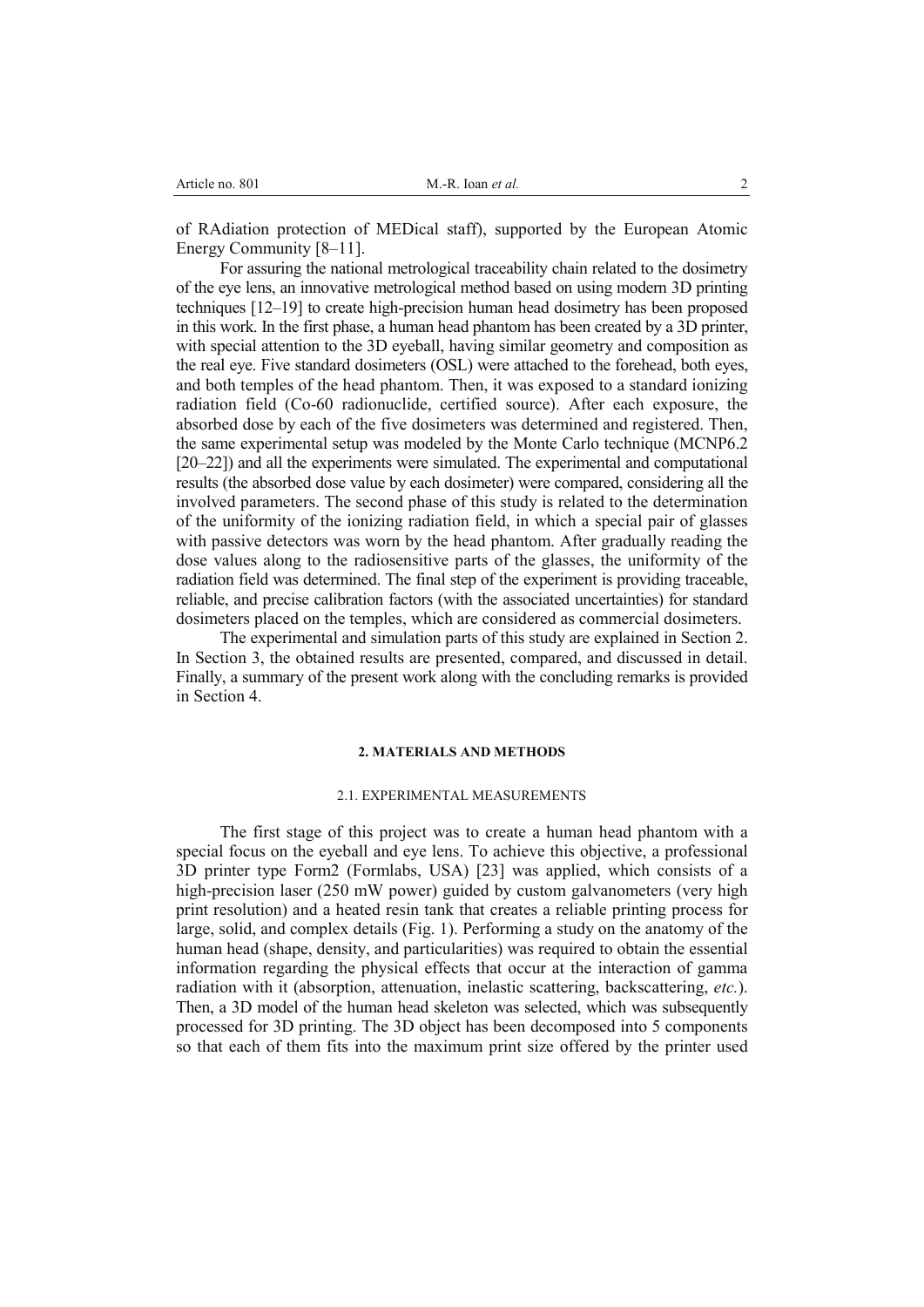of RAdiation protection of MEDical staff), supported by the European Atomic Energy Community [8–11].

For assuring the national metrological traceability chain related to the dosimetry of the eye lens, an innovative metrological method based on using modern 3D printing techniques [12–19] to create high-precision human head dosimetry has been proposed in this work. In the first phase, a human head phantom has been created by a 3D printer, with special attention to the 3D eyeball, having similar geometry and composition as the real eye. Five standard dosimeters (OSL) were attached to the forehead, both eyes, and both temples of the head phantom. Then, it was exposed to a standard ionizing radiation field (Co-60 radionuclide, certified source). After each exposure, the absorbed dose by each of the five dosimeters was determined and registered. Then, the same experimental setup was modeled by the Monte Carlo technique (MCNP6.2 [20–22]) and all the experiments were simulated. The experimental and computational results (the absorbed dose value by each dosimeter) were compared, considering all the involved parameters. The second phase of this study is related to the determination of the uniformity of the ionizing radiation field, in which a special pair of glasses with passive detectors was worn by the head phantom. After gradually reading the dose values along to the radiosensitive parts of the glasses, the uniformity of the radiation field was determined. The final step of the experiment is providing traceable, reliable, and precise calibration factors (with the associated uncertainties) for standard dosimeters placed on the temples, which are considered as commercial dosimeters.

The experimental and simulation parts of this study are explained in Section 2. In Section 3, the obtained results are presented, compared, and discussed in detail. Finally, a summary of the present work along with the concluding remarks is provided in Section 4.

## 2. MATERIALS AND METHODS

### 2.1. EXPERIMENTAL MEASUREMENTS

The first stage of this project was to create a human head phantom with a special focus on the eyeball and eye lens. To achieve this objective, a professional 3D printer type Form2 (Formlabs, USA) [23] was applied, which consists of a high-precision laser (250 mW power) guided by custom galvanometers (very high print resolution) and a heated resin tank that creates a reliable printing process for large, solid, and complex details (Fig. 1). Performing a study on the anatomy of the human head (shape, density, and particularities) was required to obtain the essential information regarding the physical effects that occur at the interaction of gamma radiation with it (absorption, attenuation, inelastic scattering, backscattering, *etc.*). Then, a 3D model of the human head skeleton was selected, which was subsequently processed for 3D printing. The 3D object has been decomposed into 5 components so that each of them fits into the maximum print size offered by the printer used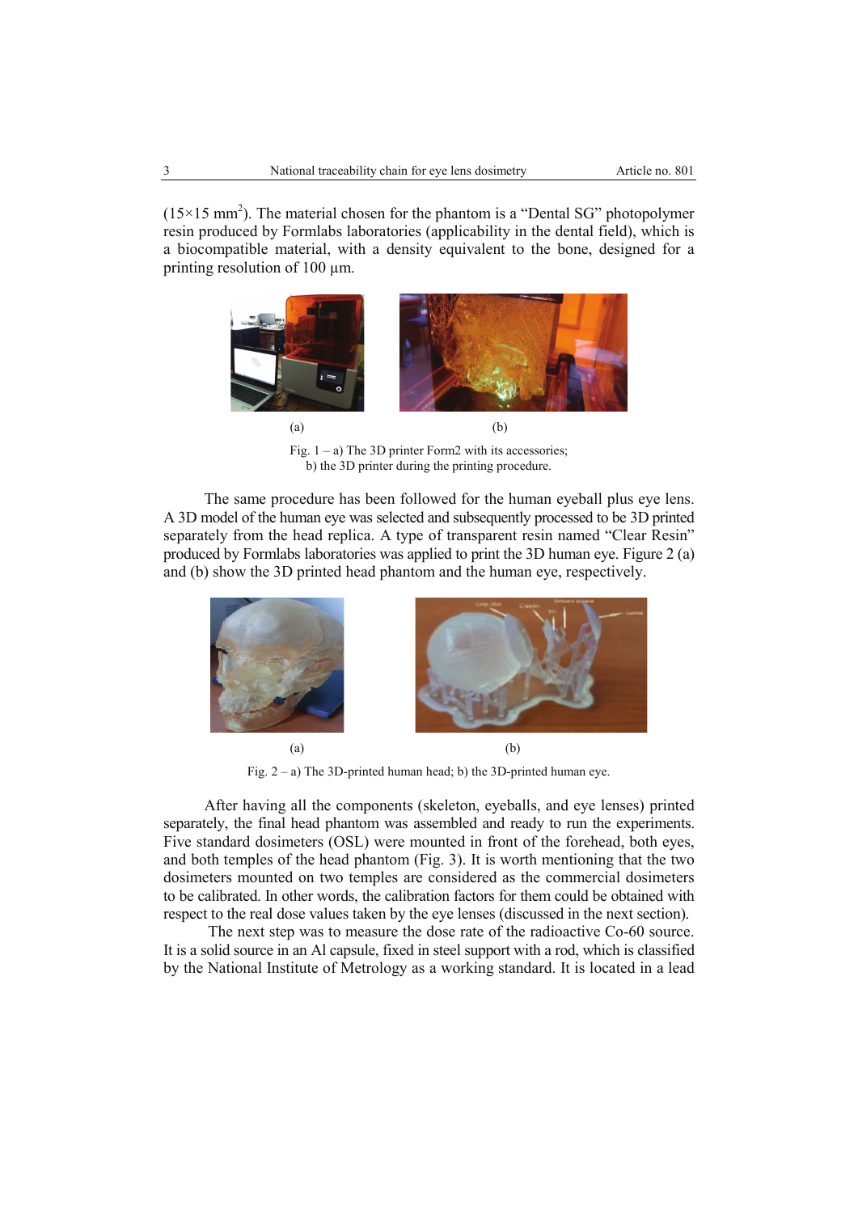(15×15 mm$^2$). The material chosen for the phantom is a "Dental SG" photopolymer resin produced by Formlabs laboratories (applicability in the dental field), which is a biocompatible material, with a density equivalent to the bone, designed for a printing resolution of 100 μm.

(a) (b)

Fig. 1 – a) The 3D printer Form2 with its accessories; b) the 3D printer during the printing procedure.

The same procedure has been followed for the human eyeball plus eye lens. A 3D model of the human eye was selected and subsequently processed to be 3D printed separately from the head replica. A type of transparent resin named "Clear Resin" produced by Formlabs laboratories was applied to print the 3D human eye. Figure 2 (a) and (b) show the 3D printed head phantom and the human eye, respectively.

(a) (b)

Fig. 2 – a) The 3D-printed human head; b) the 3D-printed human eye.

After having all the components (skeleton, eyeballs, and eye lenses) printed separately, the final head phantom was assembled and ready to run the experiments. Five standard dosimeters (OSL) were mounted in front of the forehead, both eyes, and both temples of the head phantom (Fig. 3). It is worth mentioning that the two dosimeters mounted on two temples are considered as the commercial dosimeters to be calibrated. In other words, the calibration factors for them could be obtained with respect to the real dose values taken by the eye lenses (discussed in the next section).

The next step was to measure the dose rate of the radioactive Co-60 source. It is a solid source in an Al capsule, fixed in steel support with a rod, which is classified by the National Institute of Metrology as a working standard. It is located in a lead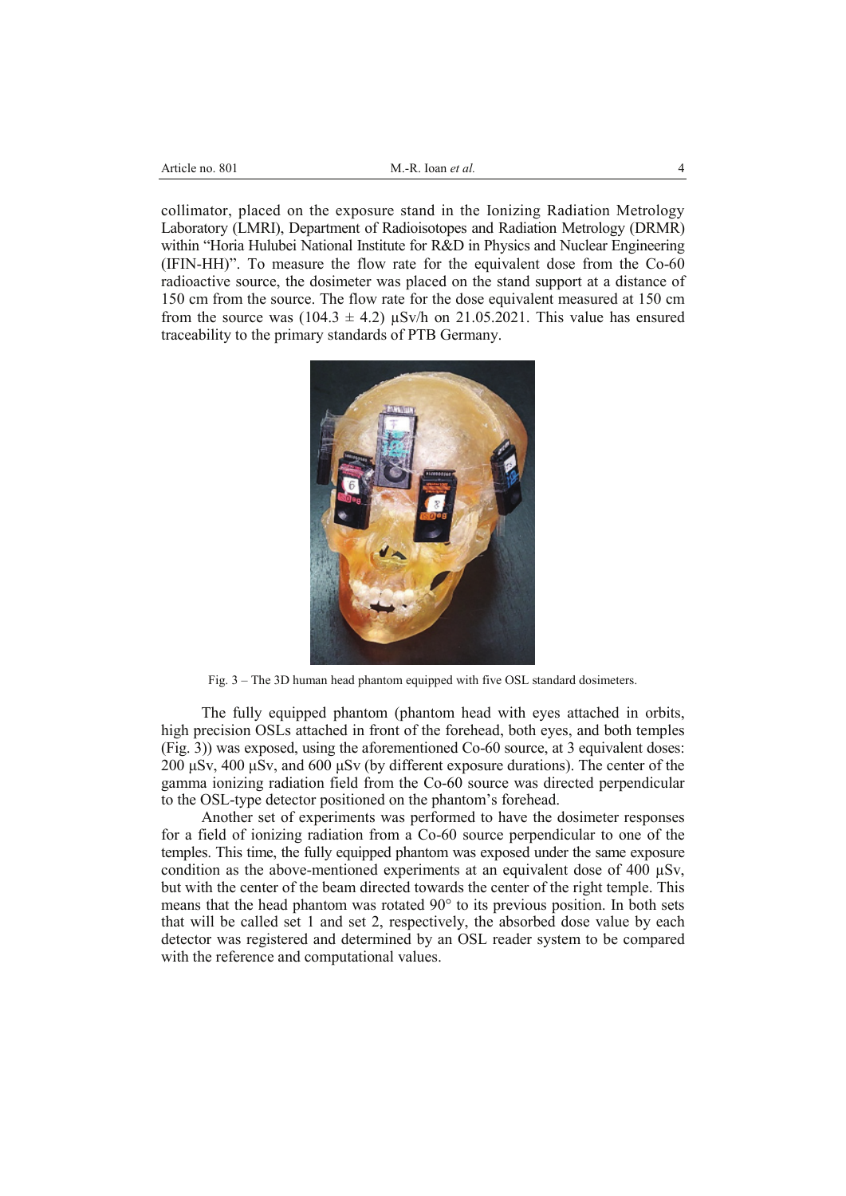collimator, placed on the exposure stand in the Ionizing Radiation Metrology Laboratory (LMRI), Department of Radioisotopes and Radiation Metrology (DRMR) within "Horia Hulubei National Institute for R&D in Physics and Nuclear Engineering (IFIN-HH)". To measure the flow rate for the equivalent dose from the Co-60 radioactive source, the dosimeter was placed on the stand support at a distance of 150 cm from the source. The flow rate for the dose equivalent measured at 150 cm from the source was $(104.3 \pm 4.2)$ μSv/h on 21.05.2021. This value has ensured traceability to the primary standards of PTB Germany.

Fig. 3 – The 3D human head phantom equipped with five OSL standard dosimeters.

The fully equipped phantom (phantom head with eyes attached in orbits, high precision OSLs attached in front of the forehead, both eyes, and both temples (Fig. 3)) was exposed, using the aforementioned Co-60 source, at 3 equivalent doses: 200 μSv, 400 μSv, and 600 μSv (by different exposure durations). The center of the gamma ionizing radiation field from the Co-60 source was directed perpendicular to the OSL-type detector positioned on the phantom's forehead.

Another set of experiments was performed to have the dosimeter responses for a field of ionizing radiation from a Co-60 source perpendicular to one of the temples. This time, the fully equipped phantom was exposed under the same exposure condition as the above-mentioned experiments at an equivalent dose of 400 μSv, but with the center of the beam directed towards the center of the right temple. This means that the head phantom was rotated 90° to its previous position. In both sets that will be called set 1 and set 2, respectively, the absorbed dose value by each detector was registered and determined by an OSL reader system to be compared with the reference and computational values.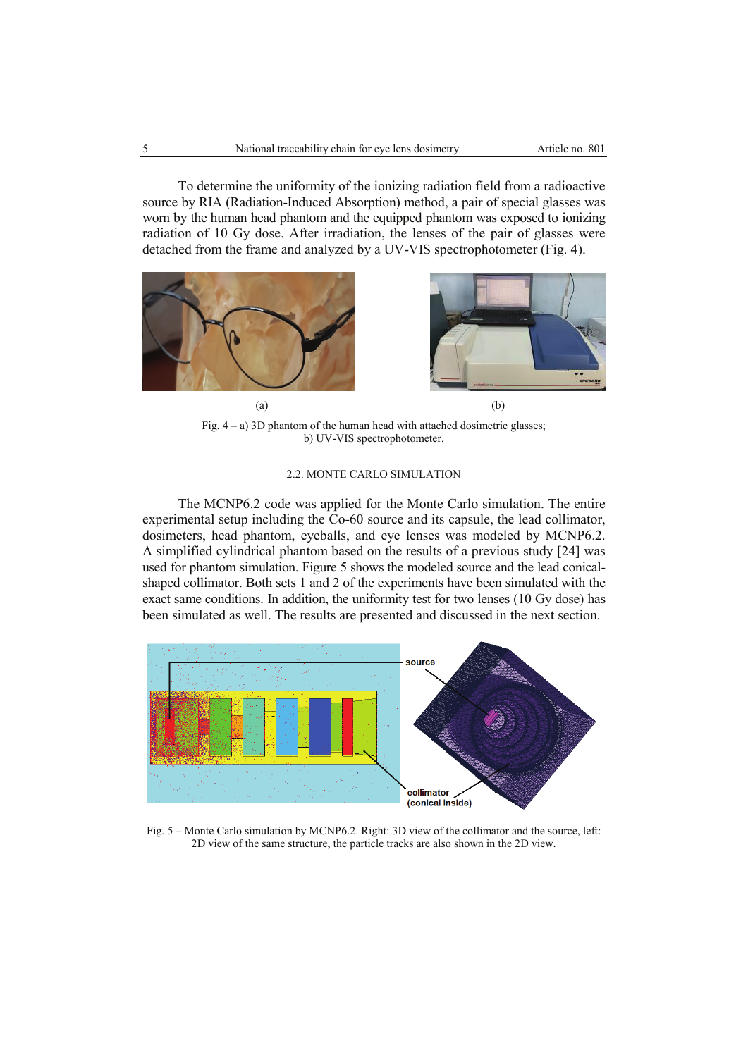To determine the uniformity of the ionizing radiation field from a radioactive source by RIA (Radiation-Induced Absorption) method, a pair of special glasses was worn by the human head phantom and the equipped phantom was exposed to ionizing radiation of 10 Gy dose. After irradiation, the lenses of the pair of glasses were detached from the frame and analyzed by a UV-VIS spectrophotometer (Fig. 4).

(a) (b)

Fig. 4 – a) 3D phantom of the human head with attached dosimetric glasses; b) UV-VIS spectrophotometer.

### 2.2. MONTE CARLO SIMULATION

The MCNP6.2 code was applied for the Monte Carlo simulation. The entire experimental setup including the Co-60 source and its capsule, the lead collimator, dosimeters, head phantom, eyeballs, and eye lenses was modeled by MCNP6.2. A simplified cylindrical phantom based on the results of a previous study [24] was used for phantom simulation. Figure 5 shows the modeled source and the lead conical-shaped collimator. Both sets 1 and 2 of the experiments have been simulated with the exact same conditions. In addition, the uniformity test for two lenses (10 Gy dose) has been simulated as well. The results are presented and discussed in the next section.

Fig. 5 – Monte Carlo simulation by MCNP6.2. Right: 3D view of the collimator and the source, left: 2D view of the same structure, the particle tracks are also shown in the 2D view.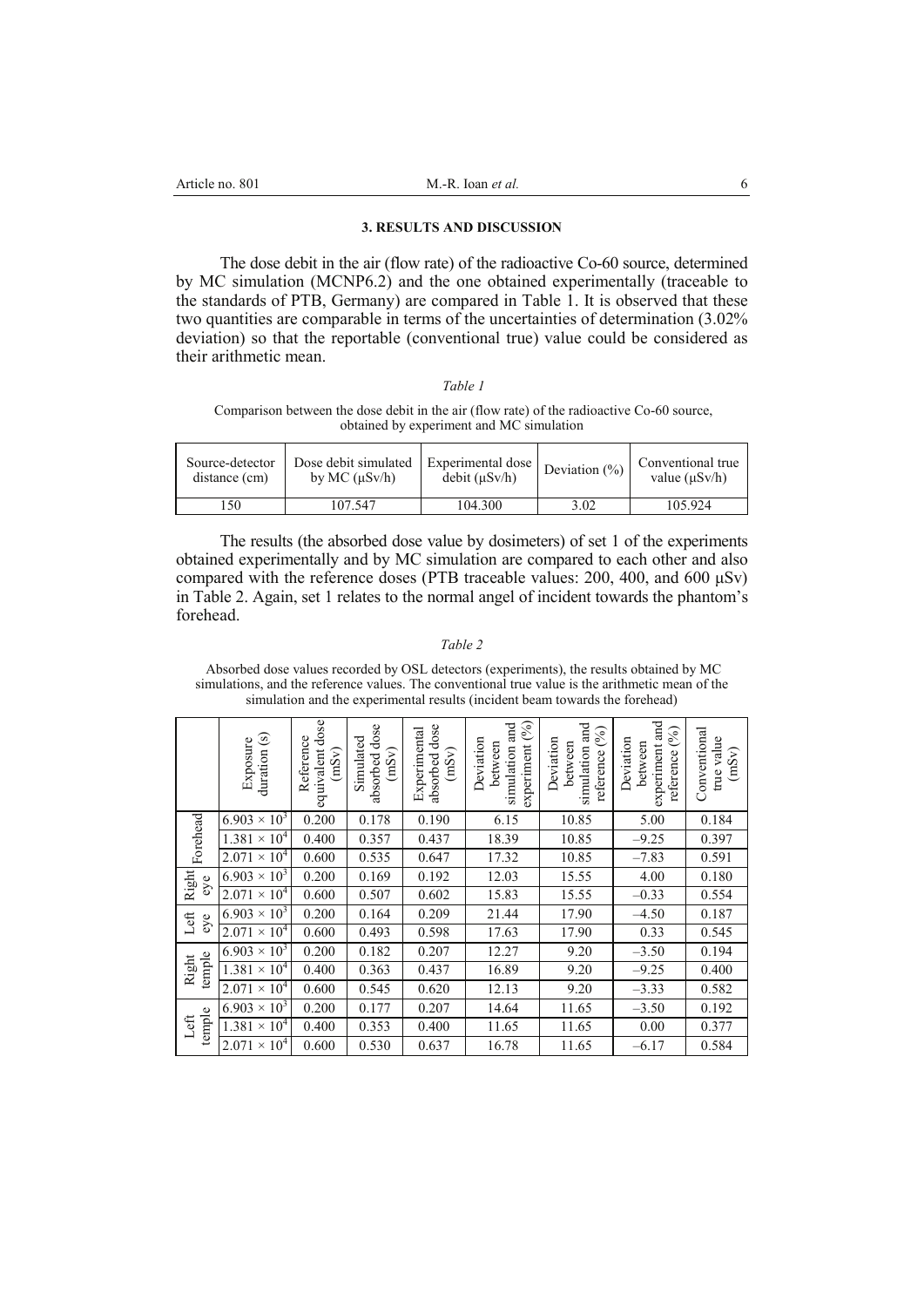### 3. RESULTS AND DISCUSSION

The dose debit in the air (flow rate) of the radioactive Co-60 source, determined by MC simulation (MCNP6.2) and the one obtained experimentally (traceable to the standards of PTB, Germany) are compared in Table 1. It is observed that these two quantities are comparable in terms of the uncertainties of determination (3.02% deviation) so that the reportable (conventional true) value could be considered as their arithmetic mean.

*Table 1*

Comparison between the dose debit in the air (flow rate) of the radioactive Co-60 source, obtained by experiment and MC simulation

| Source-detector distance (cm) | Dose debit simulated by MC (μSv/h) | Experimental dose debit (μSv/h) | Deviation (%) | Conventional true value (μSv/h) |
|---|---|---|---|---|
| 150 | 107.547 | 104.300 | 3.02 | 105.924 |

The results (the absorbed dose value by dosimeters) of set 1 of the experiments obtained experimentally and by MC simulation are compared to each other and also compared with the reference doses (PTB traceable values: 200, 400, and 600 μSv) in Table 2. Again, set 1 relates to the normal angel of incident towards the phantom's forehead.

*Table 2*

Absorbed dose values recorded by OSL detectors (experiments), the results obtained by MC simulations, and the reference values. The conventional true value is the arithmetic mean of the simulation and the experimental results (incident beam towards the forehead)

| | Exposure duration (s) | Reference equivalent dose (mSv) | Simulated absorbed dose (mSv) | Experimental absorbed dose (mSv) | Deviation between simulation and experiment (%) | Deviation between simulation and reference (%) | Deviation between experiment and reference (%) | Conventional true value (mSv) |
|---|---|---|---|---|---|---|---|---|
| Forehead | $6.903 \times 10^3$ | 0.200 | 0.178 | 0.190 | 6.15 | 10.85 | 5.00 | 0.184 |
| | $1.381 \times 10^4$ | 0.400 | 0.357 | 0.437 | 18.39 | 10.85 | –9.25 | 0.397 |
| | $2.071 \times 10^4$ | 0.600 | 0.535 | 0.647 | 17.32 | 10.85 | –7.83 | 0.591 |
| Right eye | $6.903 \times 10^3$ | 0.200 | 0.169 | 0.192 | 12.03 | 15.55 | 4.00 | 0.180 |
| | $2.071 \times 10^4$ | 0.600 | 0.507 | 0.602 | 15.83 | 15.55 | –0.33 | 0.554 |
| Left eye | $6.903 \times 10^3$ | 0.200 | 0.164 | 0.209 | 21.44 | 17.90 | –4.50 | 0.187 |
| | $2.071 \times 10^4$ | 0.600 | 0.493 | 0.598 | 17.63 | 17.90 | 0.33 | 0.545 |
| Right temple | $6.903 \times 10^3$ | 0.200 | 0.182 | 0.207 | 12.27 | 9.20 | –3.50 | 0.194 |
| | $1.381 \times 10^4$ | 0.400 | 0.363 | 0.437 | 16.89 | 9.20 | –9.25 | 0.400 |
| | $2.071 \times 10^4$ | 0.600 | 0.545 | 0.620 | 12.13 | 9.20 | –3.33 | 0.582 |
| Left temple | $6.903 \times 10^3$ | 0.200 | 0.177 | 0.207 | 14.64 | 11.65 | –3.50 | 0.192 |
| | $1.381 \times 10^4$ | 0.400 | 0.353 | 0.400 | 11.65 | 11.65 | 0.00 | 0.377 |
| | $2.071 \times 10^4$ | 0.600 | 0.530 | 0.637 | 16.78 | 11.65 | –6.17 | 0.584 |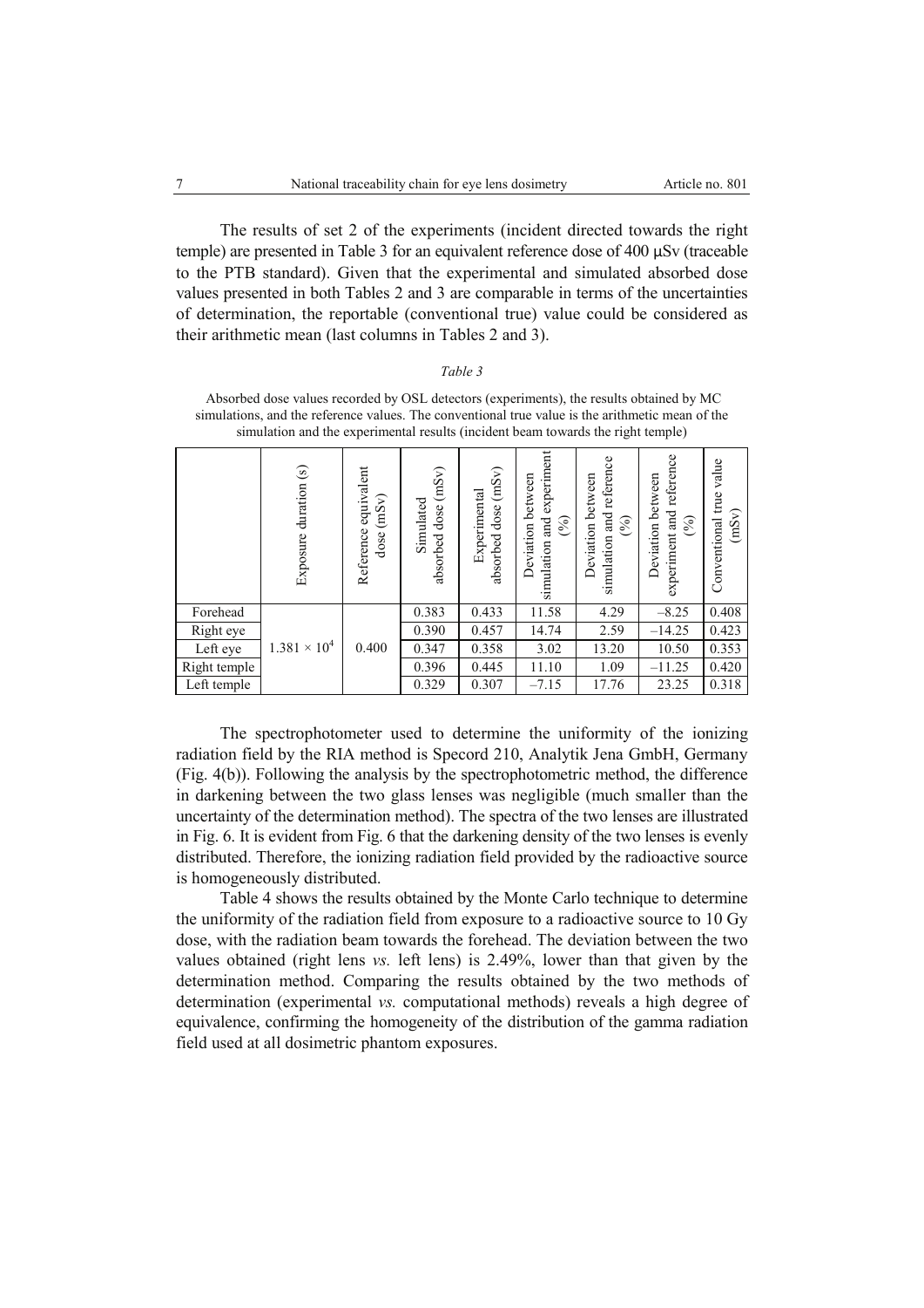The results of set 2 of the experiments (incident directed towards the right temple) are presented in Table 3 for an equivalent reference dose of 400 μSv (traceable to the PTB standard). Given that the experimental and simulated absorbed dose values presented in both Tables 2 and 3 are comparable in terms of the uncertainties of determination, the reportable (conventional true) value could be considered as their arithmetic mean (last columns in Tables 2 and 3).

*Table 3*

Absorbed dose values recorded by OSL detectors (experiments), the results obtained by MC simulations, and the reference values. The conventional true value is the arithmetic mean of the simulation and the experimental results (incident beam towards the right temple)

| | Exposure duration (s) | Reference equivalent dose (mSv) | Simulated absorbed dose (mSv) | Experimental absorbed dose (mSv) | Deviation between simulation and experiment (%) | Deviation between simulation and reference (%) | Deviation between experiment and reference (%) | Conventional true value (mSv) |
|---|---|---|---|---|---|---|---|---|
| Forehead | $1.381 \times 10^4$ | 0.400 | 0.383 | 0.433 | 11.58 | 4.29 | –8.25 | 0.408 |
| Right eye | | | 0.390 | 0.457 | 14.74 | 2.59 | –14.25 | 0.423 |
| Left eye | | | 0.347 | 0.358 | 3.02 | 13.20 | 10.50 | 0.353 |
| Right temple | | | 0.396 | 0.445 | 11.10 | 1.09 | –11.25 | 0.420 |
| Left temple | | | 0.329 | 0.307 | –7.15 | 17.76 | 23.25 | 0.318 |

The spectrophotometer used to determine the uniformity of the ionizing radiation field by the RIA method is Specord 210, Analytik Jena GmbH, Germany (Fig. 4(b)). Following the analysis by the spectrophotometric method, the difference in darkening between the two glass lenses was negligible (much smaller than the uncertainty of the determination method). The spectra of the two lenses are illustrated in Fig. 6. It is evident from Fig. 6 that the darkening density of the two lenses is evenly distributed. Therefore, the ionizing radiation field provided by the radioactive source is homogeneously distributed.

Table 4 shows the results obtained by the Monte Carlo technique to determine the uniformity of the radiation field from exposure to a radioactive source to 10 Gy dose, with the radiation beam towards the forehead. The deviation between the two values obtained (right lens *vs.* left lens) is 2.49%, lower than that given by the determination method. Comparing the results obtained by the two methods of determination (experimental *vs.* computational methods) reveals a high degree of equivalence, confirming the homogeneity of the distribution of the gamma radiation field used at all dosimetric phantom exposures.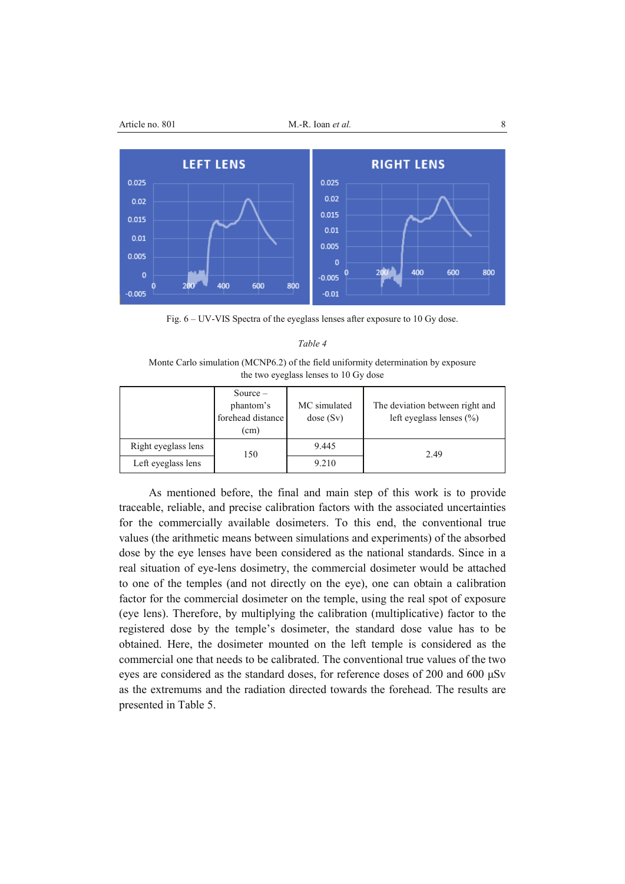Fig. 6 – UV-VIS Spectra of the eyeglass lenses after exposure to 10 Gy dose.

*Table 4*

Monte Carlo simulation (MCNP6.2) of the field uniformity determination by exposure the two eyeglass lenses to 10 Gy dose

| | Source – phantom's forehead distance (cm) | MC simulated dose (Sv) | The deviation between right and left eyeglass lenses (%) |
|---|---|---|---|
| Right eyeglass lens | 150 | 9.445 | 2.49 |
| Left eyeglass lens | | 9.210 | |

As mentioned before, the final and main step of this work is to provide traceable, reliable, and precise calibration factors with the associated uncertainties for the commercially available dosimeters. To this end, the conventional true values (the arithmetic means between simulations and experiments) of the absorbed dose by the eye lenses have been considered as the national standards. Since in a real situation of eye-lens dosimetry, the commercial dosimeter would be attached to one of the temples (and not directly on the eye), one can obtain a calibration factor for the commercial dosimeter on the temple, using the real spot of exposure (eye lens). Therefore, by multiplying the calibration (multiplicative) factor to the registered dose by the temple's dosimeter, the standard dose value has to be obtained. Here, the dosimeter mounted on the left temple is considered as the commercial one that needs to be calibrated. The conventional true values of the two eyes are considered as the standard doses, for reference doses of 200 and 600 μSv as the extremums and the radiation directed towards the forehead. The results are presented in Table 5.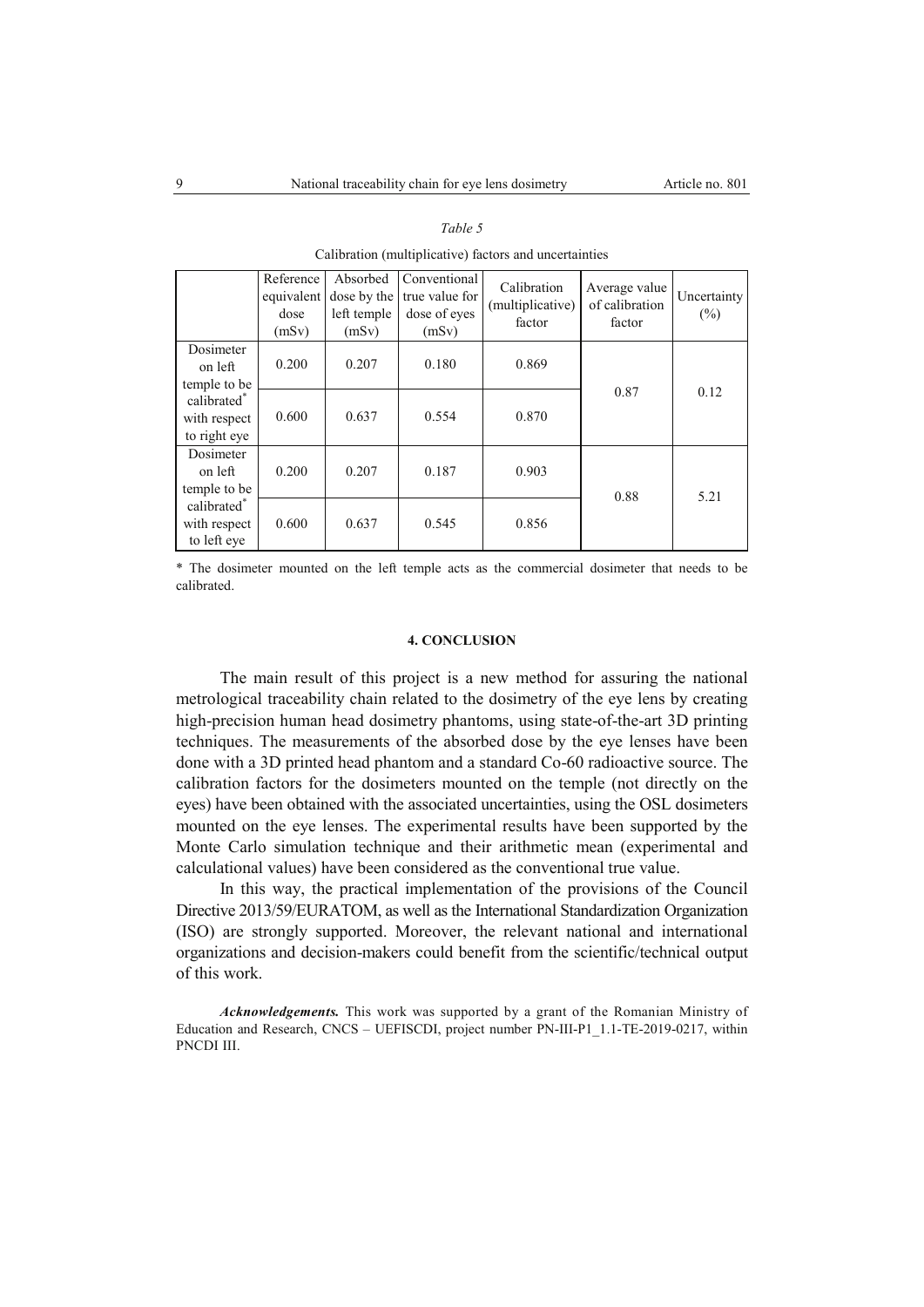*Table 5*

Calibration (multiplicative) factors and uncertainties

| | Reference equivalent dose (mSv) | Absorbed dose by the left temple (mSv) | Conventional true value for dose of eyes (mSv) | Calibration (multiplicative) factor | Average value of calibration factor | Uncertainty (%) |
|---|---|---|---|---|---|---|
| Dosimeter on left temple to be calibrated* with respect to right eye | 0.200 | 0.207 | 0.180 | 0.869 | 0.87 | 0.12 |
| | 0.600 | 0.637 | 0.554 | 0.870 | | |
| Dosimeter on left temple to be calibrated* with respect to left eye | 0.200 | 0.207 | 0.187 | 0.903 | 0.88 | 5.21 |
| | 0.600 | 0.637 | 0.545 | 0.856 | | |

\* The dosimeter mounted on the left temple acts as the commercial dosimeter that needs to be calibrated.

## 4. CONCLUSION

The main result of this project is a new method for assuring the national metrological traceability chain related to the dosimetry of the eye lens by creating high-precision human head dosimetry phantoms, using state-of-the-art 3D printing techniques. The measurements of the absorbed dose by the eye lenses have been done with a 3D printed head phantom and a standard Co-60 radioactive source. The calibration factors for the dosimeters mounted on the temple (not directly on the eyes) have been obtained with the associated uncertainties, using the OSL dosimeters mounted on the eye lenses. The experimental results have been supported by the Monte Carlo simulation technique and their arithmetic mean (experimental and calculational values) have been considered as the conventional true value.

In this way, the practical implementation of the provisions of the Council Directive 2013/59/EURATOM, as well as the International Standardization Organization (ISO) are strongly supported. Moreover, the relevant national and international organizations and decision-makers could benefit from the scientific/technical output of this work.

***Acknowledgements.*** This work was supported by a grant of the Romanian Ministry of Education and Research, CNCS – UEFISCDI, project number PN-III-P1_1.1-TE-2019-0217, within PNCDI III.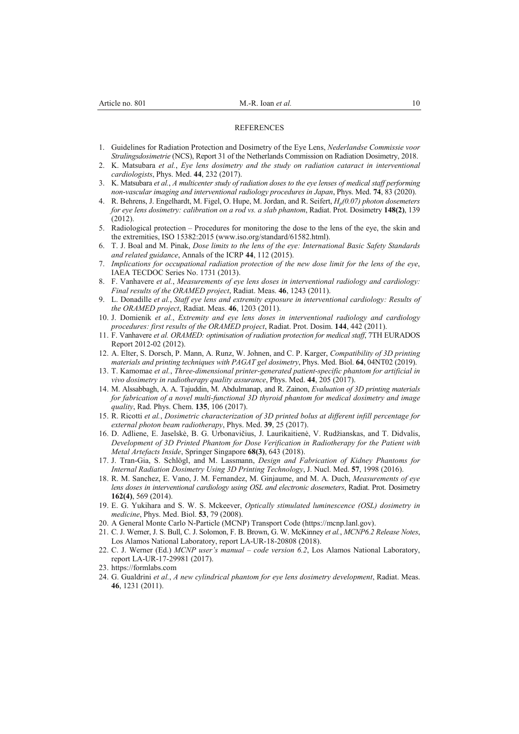## REFERENCES

1. Guidelines for Radiation Protection and Dosimetry of the Eye Lens, *Nederlandse Commissie voor Stralingsdosimetrie* (NCS), Report 31 of the Netherlands Commission on Radiation Dosimetry, 2018.
2. K. Matsubara *et al.*, *Eye lens dosimetry and the study on radiation cataract in interventional cardiologists*, Phys. Med. **44**, 232 (2017).
3. K. Matsubara *et al.*, *A multicenter study of radiation doses to the eye lenses of medical staff performing non-vascular imaging and interventional radiology procedures in Japan*, Phys. Med. **74**, 83 (2020).
4. R. Behrens, J. Engelhardt, M. Figel, O. Hupe, M. Jordan, and R. Seifert, *$H_p(0.07)$ photon dosemeters for eye lens dosimetry: calibration on a rod vs. a slab phantom*, Radiat. Prot. Dosimetry **148(2)**, 139 (2012).
5. Radiological protection – Procedures for monitoring the dose to the lens of the eye, the skin and the extremities, ISO 15382:2015 (www.iso.org/standard/61582.html).
6. T. J. Boal and M. Pinak, *Dose limits to the lens of the eye: International Basic Safety Standards and related guidance*, Annals of the ICRP **44**, 112 (2015).
7. *Implications for occupational radiation protection of the new dose limit for the lens of the eye*, IAEA TECDOC Series No. 1731 (2013).
8. F. Vanhavere *et al.*, *Measurements of eye lens doses in interventional radiology and cardiology: Final results of the ORAMED project*, Radiat. Meas. **46**, 1243 (2011).
9. L. Donadille *et al.*, *Staff eye lens and extremity exposure in interventional cardiology: Results of the ORAMED project*, Radiat. Meas. **46**, 1203 (2011).
10. J. Domienik *et al.*, *Extremity and eye lens doses in interventional radiology and cardiology procedures: first results of the ORAMED project*, Radiat. Prot. Dosim. **144**, 442 (2011).
11. F. Vanhavere *et al. ORAMED: optimisation of radiation protection for medical staff*, 7TH EURADOS Report 2012-02 (2012).
12. A. Elter, S. Dorsch, P. Mann, A. Runz, W. Johnen, and C. P. Karger, *Compatibility of 3D printing materials and printing techniques with PAGAT gel dosimetry*, Phys. Med. Biol. **64**, 04NT02 (2019).
13. T. Kamomae *et al.*, *Three-dimensional printer-generated patient-specific phantom for artificial in vivo dosimetry in radiotherapy quality assurance*, Phys. Med. **44**, 205 (2017).
14. M. Alssabbagh, A. A. Tajuddin, M. Abdulmanap, and R. Zainon, *Evaluation of 3D printing materials for fabrication of a novel multi-functional 3D thyroid phantom for medical dosimetry and image quality*, Rad. Phys. Chem. **135**, 106 (2017).
15. R. Ricotti *et al.*, *Dosimetric characterization of 3D printed bolus at different infill percentage for external photon beam radiotherapy*, Phys. Med. **39**, 25 (2017).
16. D. Adliene, E. Jaselskė, B. G. Urbonavičius, J. Laurikaitienė, V. Rudžianskas, and T. Didvalis, *Development of 3D Printed Phantom for Dose Verification in Radiotherapy for the Patient with Metal Artefacts Inside*, Springer Singapore **68(3)**, 643 (2018).
17. J. Tran-Gia, S. Schlögl, and M. Lassmann, *Design and Fabrication of Kidney Phantoms for Internal Radiation Dosimetry Using 3D Printing Technology*, J. Nucl. Med. **57**, 1998 (2016).
18. R. M. Sanchez, E. Vano, J. M. Fernandez, M. Ginjaume, and M. A. Duch, *Measurements of eye lens doses in interventional cardiology using OSL and electronic dosemeters*, Radiat. Prot. Dosimetry **162(4)**, 569 (2014).
19. E. G. Yukihara and S. W. S. Mckeever, *Optically stimulated luminescence (OSL) dosimetry in medicine*, Phys. Med. Biol. **53**, 79 (2008).
20. A General Monte Carlo N-Particle (MCNP) Transport Code (https://mcnp.lanl.gov).
21. C. J. Werner, J. S. Bull, C. J. Solomon, F. B. Brown, G. W. McKinney *et al.*, *MCNP6.2 Release Notes*, Los Alamos National Laboratory, report LA-UR-18-20808 (2018).
22. C. J. Werner (Ed.) *MCNP user's manual – code version 6.2*, Los Alamos National Laboratory, report LA-UR-17-29981 (2017).
23. https://formlabs.com
24. G. Gualdrini *et al.*, *A new cylindrical phantom for eye lens dosimetry development*, Radiat. Meas. **46**, 1231 (2011).